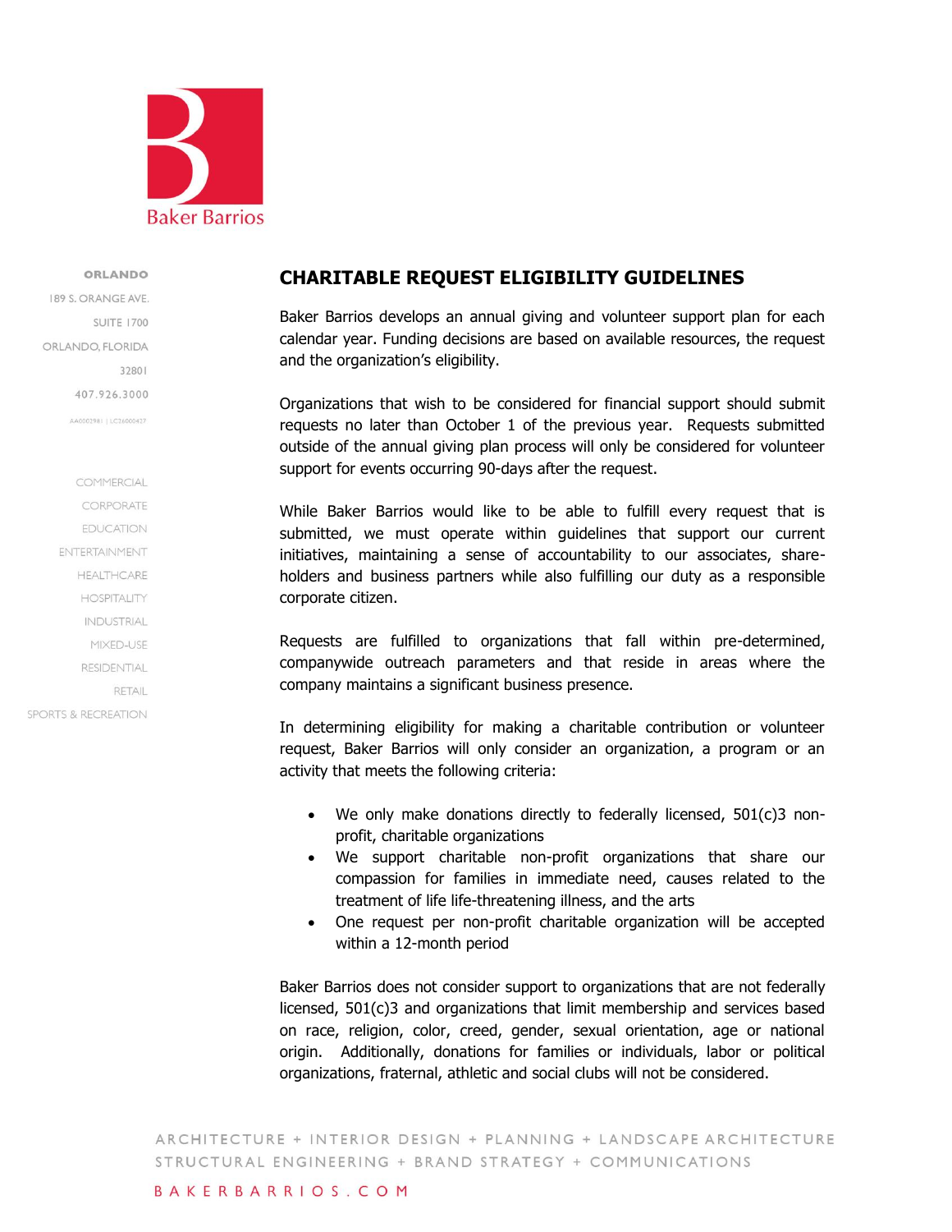Baker Barrios

ORLANDO
189 S. ORANGE AVE.
SUITE 1700
ORLANDO, FLORIDA
32801
407.926.3000
AA0002981 | LC26000427

COMMERCIAL
CORPORATE
EDUCATION
ENTERTAINMENT
HEALTHCARE
HOSPITALITY
INDUSTRIAL
MIXED-USE
RESIDENTIAL
RETAIL
SPORTS & RECREATION

# CHARITABLE REQUEST ELIGIBILITY GUIDELINES

Baker Barrios develops an annual giving and volunteer support plan for each calendar year. Funding decisions are based on available resources, the request and the organization's eligibility.

Organizations that wish to be considered for financial support should submit requests no later than October 1 of the previous year. Requests submitted outside of the annual giving plan process will only be considered for volunteer support for events occurring 90-days after the request.

While Baker Barrios would like to be able to fulfill every request that is submitted, we must operate within guidelines that support our current initiatives, maintaining a sense of accountability to our associates, share-holders and business partners while also fulfilling our duty as a responsible corporate citizen.

Requests are fulfilled to organizations that fall within pre-determined, companywide outreach parameters and that reside in areas where the company maintains a significant business presence.

In determining eligibility for making a charitable contribution or volunteer request, Baker Barrios will only consider an organization, a program or an activity that meets the following criteria:

- We only make donations directly to federally licensed, 501(c)3 non-profit, charitable organizations
- We support charitable non-profit organizations that share our compassion for families in immediate need, causes related to the treatment of life life-threatening illness, and the arts
- One request per non-profit charitable organization will be accepted within a 12-month period

Baker Barrios does not consider support to organizations that are not federally licensed, 501(c)3 and organizations that limit membership and services based on race, religion, color, creed, gender, sexual orientation, age or national origin. Additionally, donations for families or individuals, labor or political organizations, fraternal, athletic and social clubs will not be considered.

ARCHITECTURE + INTERIOR DESIGN + PLANNING + LANDSCAPE ARCHITECTURE
STRUCTURAL ENGINEERING + BRAND STRATEGY + COMMUNICATIONS

BAKERBARRIOS.COM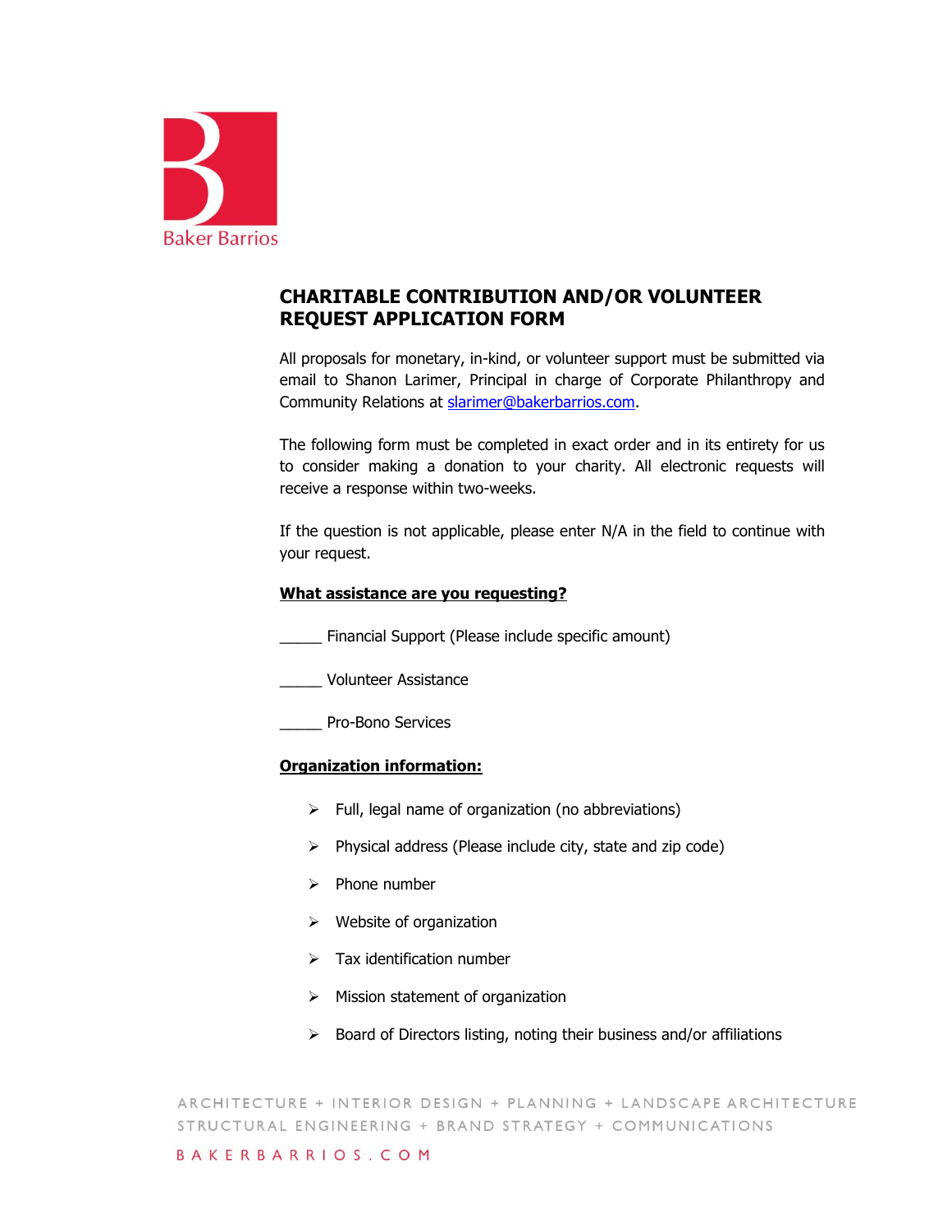Baker Barrios

# CHARITABLE CONTRIBUTION AND/OR VOLUNTEER REQUEST APPLICATION FORM

All proposals for monetary, in-kind, or volunteer support must be submitted via email to Shanon Larimer, Principal in charge of Corporate Philanthropy and Community Relations at slarimer@bakerbarrios.com.

The following form must be completed in exact order and in its entirety for us to consider making a donation to your charity. All electronic requests will receive a response within two-weeks.

If the question is not applicable, please enter N/A in the field to continue with your request.

**What assistance are you requesting?**

_____ Financial Support (Please include specific amount)

_____ Volunteer Assistance

_____ Pro-Bono Services

**Organization information:**

- Full, legal name of organization (no abbreviations)
- Physical address (Please include city, state and zip code)
- Phone number
- Website of organization
- Tax identification number
- Mission statement of organization
- Board of Directors listing, noting their business and/or affiliations

ARCHITECTURE + INTERIOR DESIGN + PLANNING + LANDSCAPE ARCHITECTURE
STRUCTURAL ENGINEERING + BRAND STRATEGY + COMMUNICATIONS

BAKERBARRIOS.COM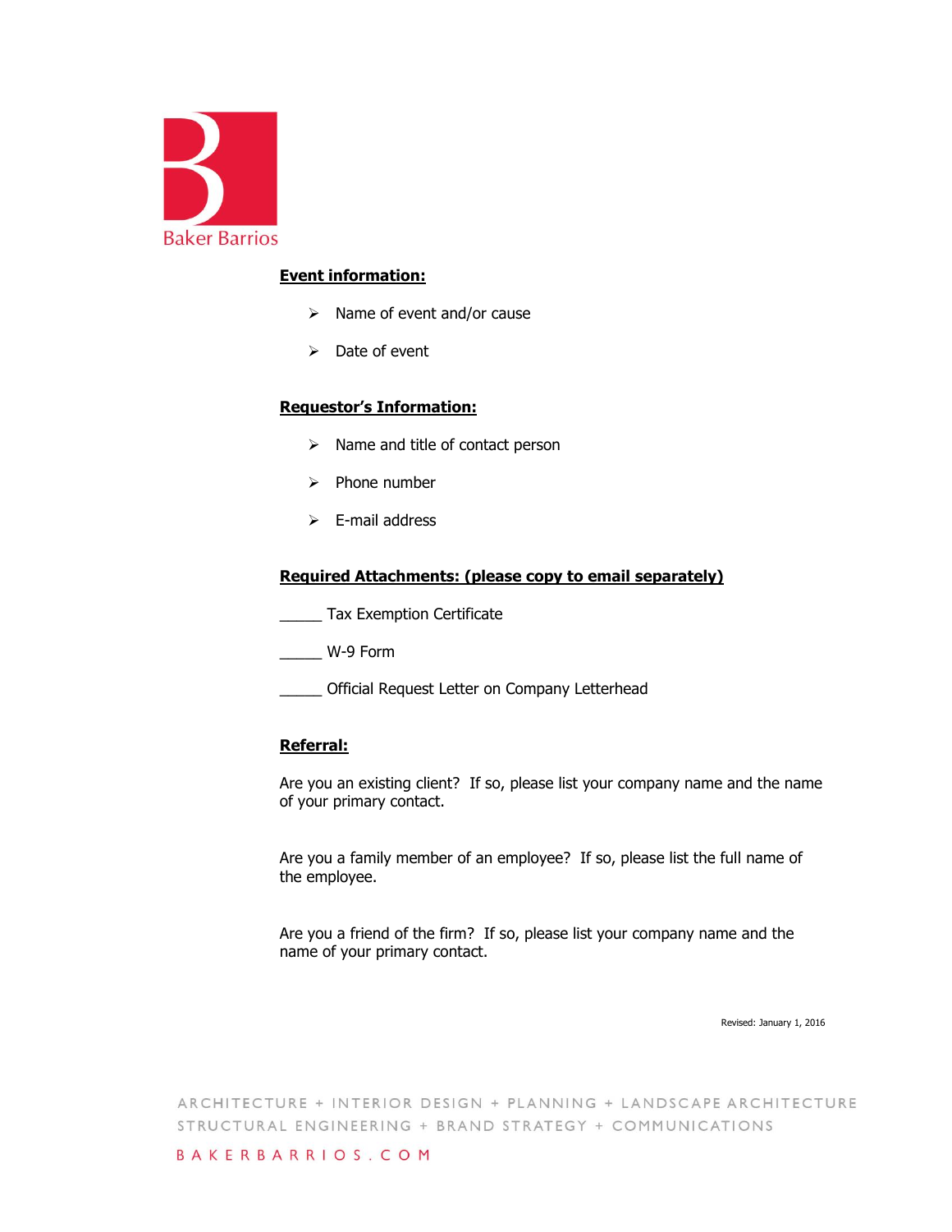Baker Barrios

**Event information:**

- Name of event and/or cause
- Date of event

**Requestor's Information:**

- Name and title of contact person
- Phone number
- E-mail address

**Required Attachments: (please copy to email separately)**

_____ Tax Exemption Certificate

_____ W-9 Form

_____ Official Request Letter on Company Letterhead

**Referral:**

Are you an existing client? If so, please list your company name and the name of your primary contact.

Are you a family member of an employee? If so, please list the full name of the employee.

Are you a friend of the firm? If so, please list your company name and the name of your primary contact.

Revised: January 1, 2016

ARCHITECTURE + INTERIOR DESIGN + PLANNING + LANDSCAPE ARCHITECTURE
STRUCTURAL ENGINEERING + BRAND STRATEGY + COMMUNICATIONS

BAKERBARRIOS.COM